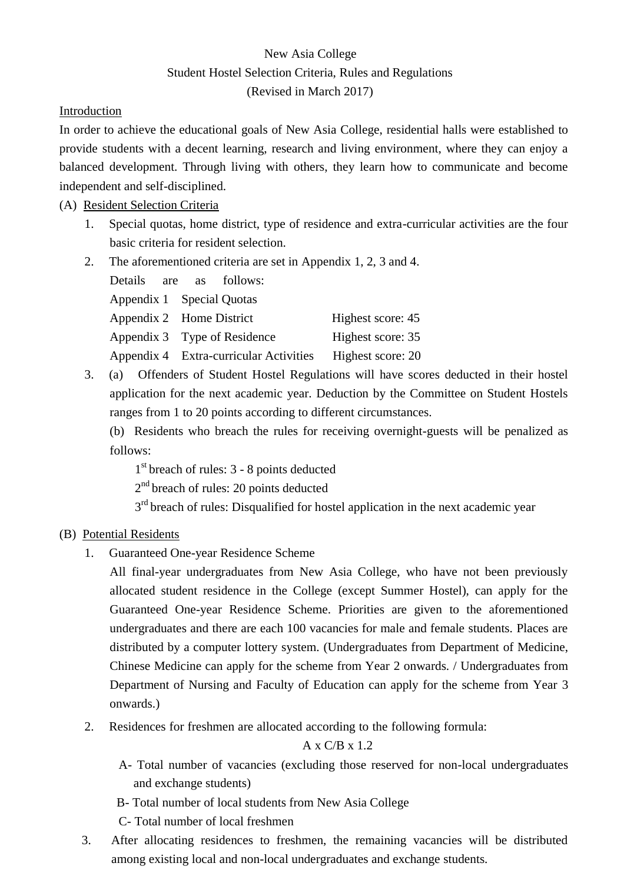# New Asia College

## Student Hostel Selection Criteria, Rules and Regulations

(Revised in March 2017)

### Introduction

In order to achieve the educational goals of New Asia College, residential halls were established to provide students with a decent learning, research and living environment, where they can enjoy a balanced development. Through living with others, they learn how to communicate and become independent and self-disciplined.

### (A) Resident Selection Criteria

1. Special quotas, home district, type of residence and extra-curricular activities are the four basic criteria for resident selection.
2. The aforementioned criteria are set in Appendix 1, 2, 3 and 4.
   Details are as follows:

   | | | |
   |---|---|---|
   | Appendix 1 | Special Quotas | |
   | Appendix 2 | Home District | Highest score: 45 |
   | Appendix 3 | Type of Residence | Highest score: 35 |
   | Appendix 4 | Extra-curricular Activities | Highest score: 20 |

3. (a) Offenders of Student Hostel Regulations will have scores deducted in their hostel application for the next academic year. Deduction by the Committee on Student Hostels ranges from 1 to 20 points according to different circumstances.

   (b) Residents who breach the rules for receiving overnight-guests will be penalized as follows:

   1st breach of rules: 3 - 8 points deducted
   2nd breach of rules: 20 points deducted
   3rd breach of rules: Disqualified for hostel application in the next academic year

### (B) Potential Residents

1. Guaranteed One-year Residence Scheme
   All final-year undergraduates from New Asia College, who have not been previously allocated student residence in the College (except Summer Hostel), can apply for the Guaranteed One-year Residence Scheme. Priorities are given to the aforementioned undergraduates and there are each 100 vacancies for male and female students. Places are distributed by a computer lottery system. (Undergraduates from Department of Medicine, Chinese Medicine can apply for the scheme from Year 2 onwards. / Undergraduates from Department of Nursing and Faculty of Education can apply for the scheme from Year 3 onwards.)
2. Residences for freshmen are allocated according to the following formula:

   $$A \times C/B \times 1.2$$

   A- Total number of vacancies (excluding those reserved for non-local undergraduates and exchange students)
   B- Total number of local students from New Asia College
   C- Total number of local freshmen
3. After allocating residences to freshmen, the remaining vacancies will be distributed among existing local and non-local undergraduates and exchange students.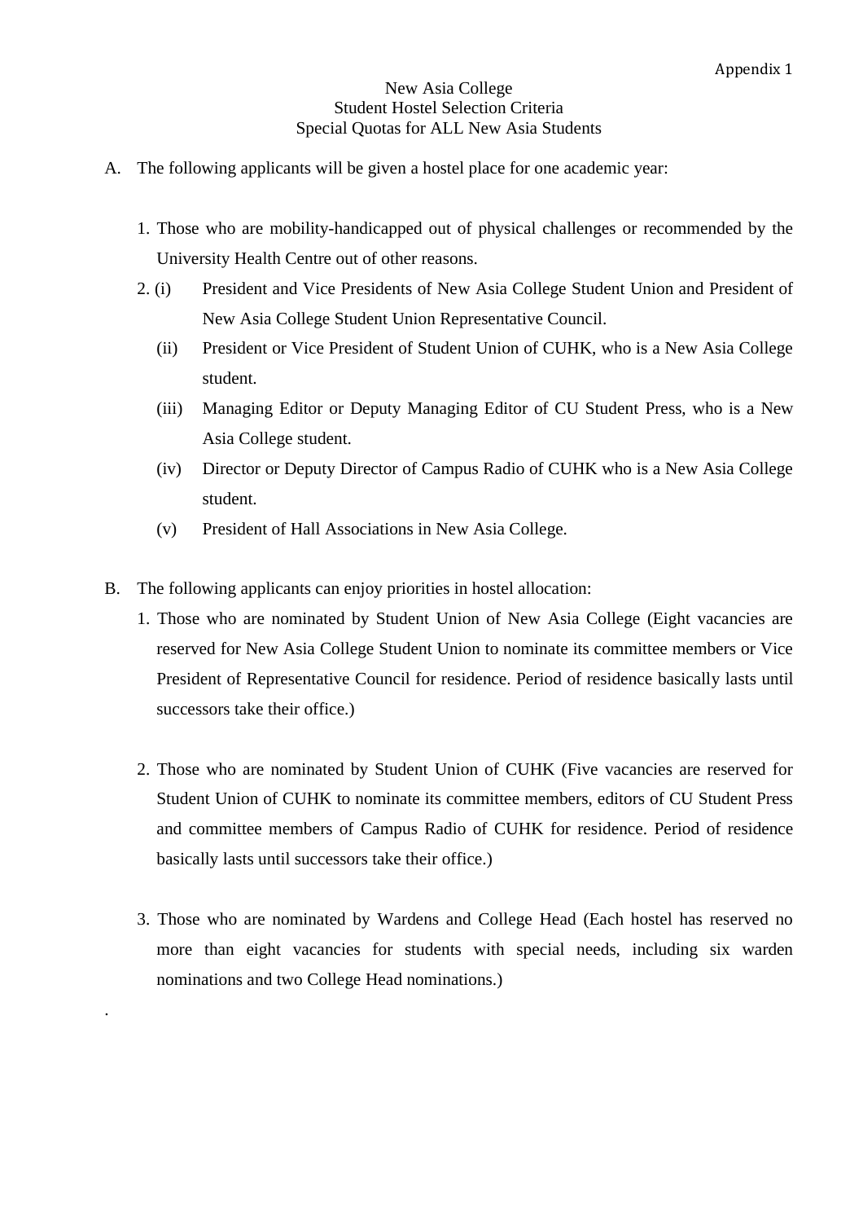Appendix 1

# New Asia College
## Student Hostel Selection Criteria
## Special Quotas for ALL New Asia Students

A. The following applicants will be given a hostel place for one academic year:

1. Those who are mobility-handicapped out of physical challenges or recommended by the University Health Centre out of other reasons.
2. (i) President and Vice Presidents of New Asia College Student Union and President of New Asia College Student Union Representative Council.
   (ii) President or Vice President of Student Union of CUHK, who is a New Asia College student.
   (iii) Managing Editor or Deputy Managing Editor of CU Student Press, who is a New Asia College student.
   (iv) Director or Deputy Director of Campus Radio of CUHK who is a New Asia College student.
   (v) President of Hall Associations in New Asia College.

B. The following applicants can enjoy priorities in hostel allocation:

1. Those who are nominated by Student Union of New Asia College (Eight vacancies are reserved for New Asia College Student Union to nominate its committee members or Vice President of Representative Council for residence. Period of residence basically lasts until successors take their office.)

2. Those who are nominated by Student Union of CUHK (Five vacancies are reserved for Student Union of CUHK to nominate its committee members, editors of CU Student Press and committee members of Campus Radio of CUHK for residence. Period of residence basically lasts until successors take their office.)

3. Those who are nominated by Wardens and College Head (Each hostel has reserved no more than eight vacancies for students with special needs, including six warden nominations and two College Head nominations.)

.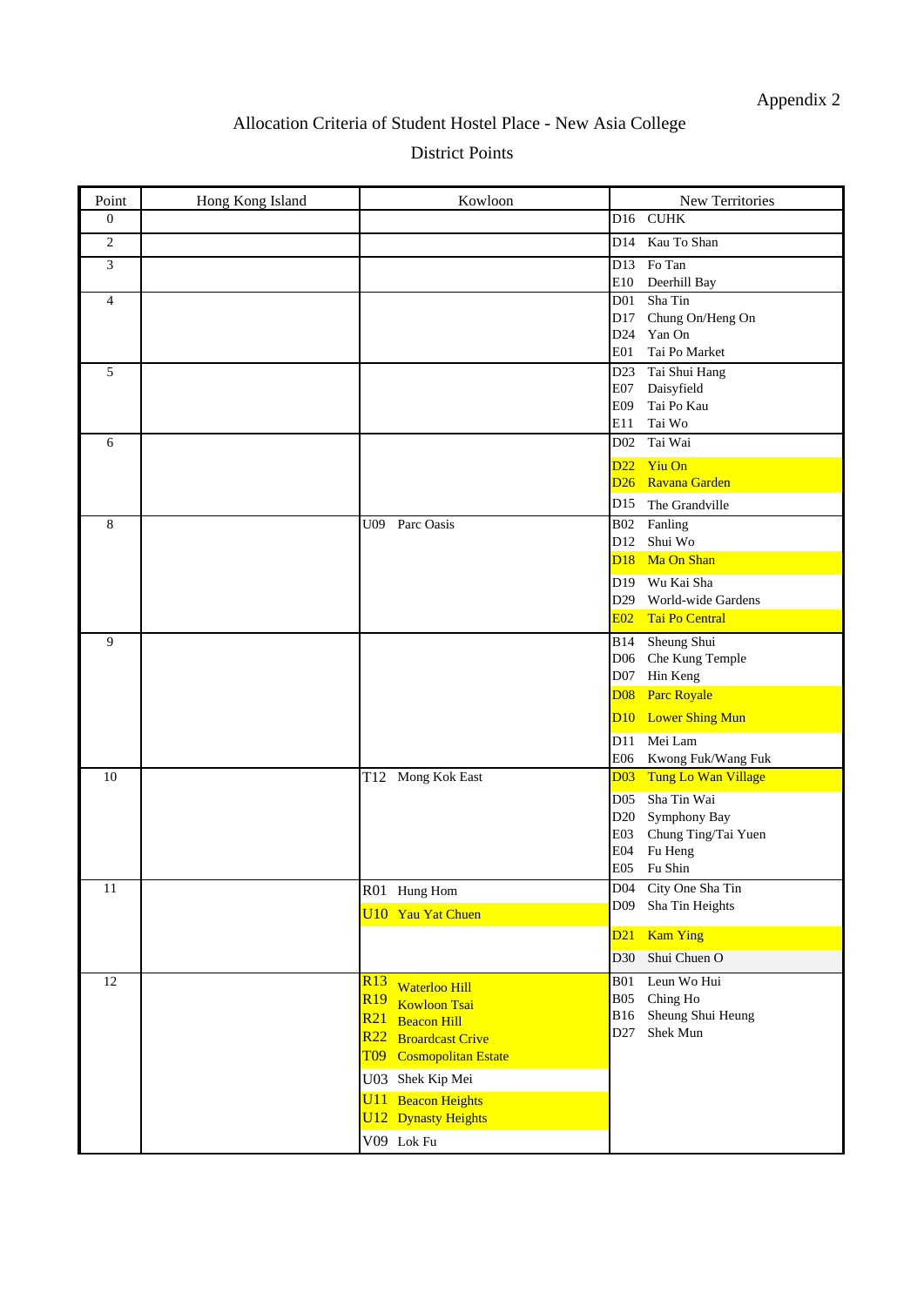Appendix 2

# Allocation Criteria of Student Hostel Place - New Asia College

## District Points

| Point | Hong Kong Island | Kowloon | New Territories |
|---|---|---|---|
| 0 | | | D16 CUHK |
| 2 | | | D14 Kau To Shan |
| 3 | | | D13 Fo Tan<br>E10 Deerhill Bay |
| 4 | | | D01 Sha Tin<br>D17 Chung On/Heng On<br>D24 Yan On<br>E01 Tai Po Market |
| 5 | | | D23 Tai Shui Hang<br>E07 Daisyfield<br>E09 Tai Po Kau<br>E11 Tai Wo |
| 6 | | | D02 Tai Wai<br>D22 Yiu On<br>D26 Ravana Garden<br>D15 The Grandville |
| 8 | | U09 Parc Oasis | B02 Fanling<br>D12 Shui Wo<br>D18 Ma On Shan<br>D19 Wu Kai Sha<br>D29 World-wide Gardens<br>E02 Tai Po Central |
| 9 | | | B14 Sheung Shui<br>D06 Che Kung Temple<br>D07 Hin Keng<br>D08 Parc Royale<br>D10 Lower Shing Mun<br>D11 Mei Lam<br>E06 Kwong Fuk/Wang Fuk |
| 10 | | T12 Mong Kok East | D03 Tung Lo Wan Village<br>D05 Sha Tin Wai<br>D20 Symphony Bay<br>E03 Chung Ting/Tai Yuen<br>E04 Fu Heng<br>E05 Fu Shin |
| 11 | | R01 Hung Hom<br>U10 Yau Yat Chuen | D04 City One Sha Tin<br>D09 Sha Tin Heights<br>D21 Kam Ying<br>D30 Shui Chuen O |
| 12 | | R13 Waterloo Hill<br>R19 Kowloon Tsai<br>R21 Beacon Hill<br>R22 Broardcast Crive<br>T09 Cosmopolitan Estate<br>U03 Shek Kip Mei<br>U11 Beacon Heights<br>U12 Dynasty Heights<br>V09 Lok Fu | B01 Leun Wo Hui<br>B05 Ching Ho<br>B16 Sheung Shui Heung<br>D27 Shek Mun |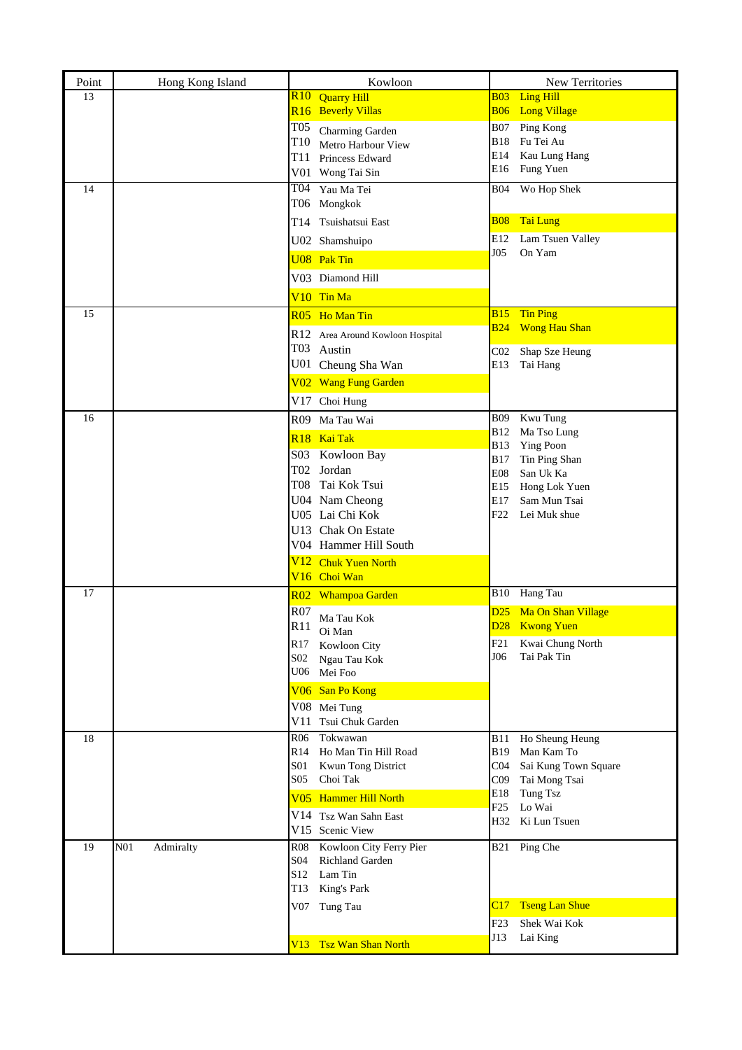| Point | Hong Kong Island | Kowloon | New Territories |
|---|---|---|---|
| 13 | | R10 Quarry Hill<br>R16 Beverly Villas<br>T05 Charming Garden<br>T10 Metro Harbour View<br>T11 Princess Edward<br>V01 Wong Tai Sin | B03 Ling Hill<br>B06 Long Village<br>B07 Ping Kong<br>B18 Fu Tei Au<br>E14 Kau Lung Hang<br>E16 Fung Yuen |
| 14 | | T04 Yau Ma Tei<br>T06 Mongkok<br>T14 Tsuishatsui East<br>U02 Shamshuipo<br>U08 Pak Tin<br>V03 Diamond Hill<br>V10 Tin Ma | B04 Wo Hop Shek<br>B08 Tai Lung<br>E12 Lam Tsuen Valley<br>J05 On Yam |
| 15 | | R05 Ho Man Tin<br>R12 Area Around Kowloon Hospital<br>T03 Austin<br>U01 Cheung Sha Wan<br>V02 Wang Fung Garden<br>V17 Choi Hung | B15 Tin Ping<br>B24 Wong Hau Shan<br>C02 Shap Sze Heung<br>E13 Tai Hang |
| 16 | | R09 Ma Tau Wai<br>R18 Kai Tak<br>S03 Kowloon Bay<br>T02 Jordan<br>T08 Tai Kok Tsui<br>U04 Nam Cheong<br>U05 Lai Chi Kok<br>U13 Chak On Estate<br>V04 Hammer Hill South<br>V12 Chuk Yuen North<br>V16 Choi Wan | B09 Kwu Tung<br>B12 Ma Tso Lung<br>B13 Ying Poon<br>B17 Tin Ping Shan<br>E08 San Uk Ka<br>E15 Hong Lok Yuen<br>E17 Sam Mun Tsai<br>F22 Lei Muk shue |
| 17 | | R02 Whampoa Garden<br>R07 Ma Tau Kok<br>R11 Oi Man<br>R17 Kowloon City<br>S02 Ngau Tau Kok<br>U06 Mei Foo<br>V06 San Po Kong<br>V08 Mei Tung<br>V11 Tsui Chuk Garden | B10 Hang Tau<br>D25 Ma On Shan Village<br>D28 Kwong Yuen<br>F21 Kwai Chung North<br>J06 Tai Pak Tin |
| 18 | | R06 Tokwawan<br>R14 Ho Man Tin Hill Road<br>S01 Kwun Tong District<br>S05 Choi Tak<br>V05 Hammer Hill North<br>V14 Tsz Wan Sahn East<br>V15 Scenic View | B11 Ho Sheung Heung<br>B19 Man Kam To<br>C04 Sai Kung Town Square<br>C09 Tai Mong Tsai<br>E18 Tung Tsz<br>F25 Lo Wai<br>H32 Ki Lun Tsuen |
| 19 | N01 Admiralty | R08 Kowloon City Ferry Pier<br>S04 Richland Garden<br>S12 Lam Tin<br>T13 King's Park<br>V07 Tung Tau<br>V13 Tsz Wan Shan North | B21 Ping Che<br>C17 Tseng Lan Shue<br>F23 Shek Wai Kok<br>J13 Lai King |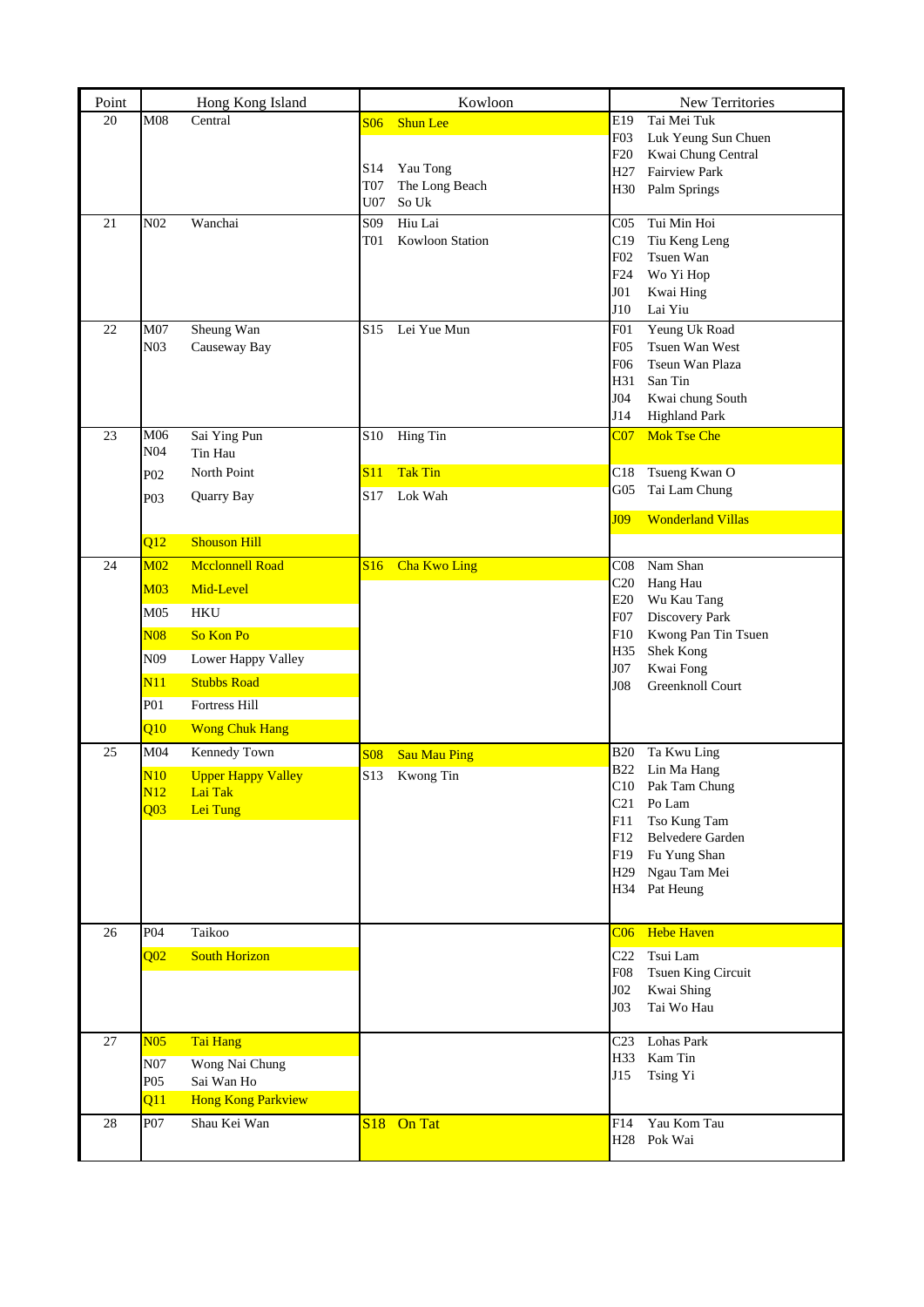| Point | Hong Kong Island | Kowloon | New Territories |
|---|---|---|---|
| 20 | M08 Central | S06 Shun Lee<br>S14 Yau Tong<br>T07 The Long Beach<br>U07 So Uk | E19 Tai Mei Tuk<br>F03 Luk Yeung Sun Chuen<br>F20 Kwai Chung Central<br>H27 Fairview Park<br>H30 Palm Springs |
| 21 | N02 Wanchai | S09 Hiu Lai<br>T01 Kowloon Station | C05 Tui Min Hoi<br>C19 Tiu Keng Leng<br>F02 Tsuen Wan<br>F24 Wo Yi Hop<br>J01 Kwai Hing<br>J10 Lai Yiu |
| 22 | M07 Sheung Wan<br>N03 Causeway Bay | S15 Lei Yue Mun | F01 Yeung Uk Road<br>F05 Tsuen Wan West<br>F06 Tseun Wan Plaza<br>H31 San Tin<br>J04 Kwai chung South<br>J14 Highland Park |
| 23 | M06 Sai Ying Pun<br>N04 Tin Hau<br>P02 North Point<br>P03 Quarry Bay<br>Q12 Shouson Hill | S10 Hing Tin<br>S11 Tak Tin<br>S17 Lok Wah | C07 Mok Tse Che<br>C18 Tsueng Kwan O<br>G05 Tai Lam Chung<br>J09 Wonderland Villas |
| 24 | M02 Mcclonnell Road<br>M03 Mid-Level<br>M05 HKU<br>N08 So Kon Po<br>N09 Lower Happy Valley<br>N11 Stubbs Road<br>P01 Fortress Hill<br>Q10 Wong Chuk Hang | S16 Cha Kwo Ling | C08 Nam Shan<br>C20 Hang Hau<br>E20 Wu Kau Tang<br>F07 Discovery Park<br>F10 Kwong Pan Tin Tsuen<br>H35 Shek Kong<br>J07 Kwai Fong<br>J08 Greenknoll Court |
| 25 | M04 Kennedy Town<br>N10 Upper Happy Valley<br>N12 Lai Tak<br>Q03 Lei Tung | S08 Sau Mau Ping<br>S13 Kwong Tin | B20 Ta Kwu Ling<br>B22 Lin Ma Hang<br>C10 Pak Tam Chung<br>C21 Po Lam<br>F11 Tso Kung Tam<br>F12 Belvedere Garden<br>F19 Fu Yung Shan<br>H29 Ngau Tam Mei<br>H34 Pat Heung |
| 26 | P04 Taikoo<br>Q02 South Horizon | | C06 Hebe Haven<br>C22 Tsui Lam<br>F08 Tsuen King Circuit<br>J02 Kwai Shing<br>J03 Tai Wo Hau |
| 27 | N05 Tai Hang<br>N07 Wong Nai Chung<br>P05 Sai Wan Ho<br>Q11 Hong Kong Parkview | | C23 Lohas Park<br>H33 Kam Tin<br>J15 Tsing Yi |
| 28 | P07 Shau Kei Wan | S18 On Tat | F14 Yau Kom Tau<br>H28 Pok Wai |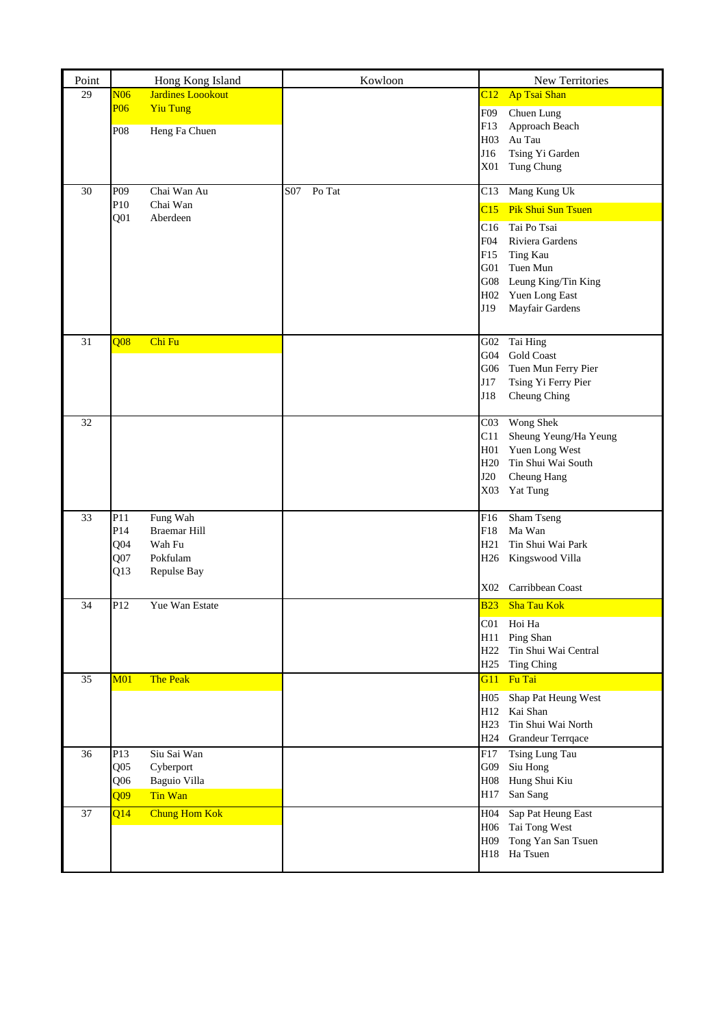| Point | Hong Kong Island | Kowloon | New Territories |
|---|---|---|---|
| 29 | N06 Jardines Loookout<br>P06 Yiu Tung<br>P08 Heng Fa Chuen | | C12 Ap Tsai Shan<br>F09 Chuen Lung<br>F13 Approach Beach<br>H03 Au Tau<br>J16 Tsing Yi Garden<br>X01 Tung Chung |
| 30 | P09 Chai Wan Au<br>P10 Chai Wan<br>Q01 Aberdeen | S07 Po Tat | C13 Mang Kung Uk<br>C15 Pik Shui Sun Tsuen<br>C16 Tai Po Tsai<br>F04 Riviera Gardens<br>F15 Ting Kau<br>G01 Tuen Mun<br>G08 Leung King/Tin King<br>H02 Yuen Long East<br>J19 Mayfair Gardens |
| 31 | Q08 Chi Fu | | G02 Tai Hing<br>G04 Gold Coast<br>G06 Tuen Mun Ferry Pier<br>J17 Tsing Yi Ferry Pier<br>J18 Cheung Ching |
| 32 | | | C03 Wong Shek<br>C11 Sheung Yeung/Ha Yeung<br>H01 Yuen Long West<br>H20 Tin Shui Wai South<br>J20 Cheung Hang<br>X03 Yat Tung |
| 33 | P11 Fung Wah<br>P14 Braemar Hill<br>Q04 Wah Fu<br>Q07 Pokfulam<br>Q13 Repulse Bay | | F16 Sham Tseng<br>F18 Ma Wan<br>H21 Tin Shui Wai Park<br>H26 Kingswood Villa<br>X02 Carribbean Coast |
| 34 | P12 Yue Wan Estate | | B23 Sha Tau Kok<br>C01 Hoi Ha<br>H11 Ping Shan<br>H22 Tin Shui Wai Central<br>H25 Ting Ching |
| 35 | M01 The Peak | | G11 Fu Tai<br>H05 Shap Pat Heung West<br>H12 Kai Shan<br>H23 Tin Shui Wai North<br>H24 Grandeur Terrqace |
| 36 | P13 Siu Sai Wan<br>Q05 Cyberport<br>Q06 Baguio Villa<br>Q09 Tin Wan | | F17 Tsing Lung Tau<br>G09 Siu Hong<br>H08 Hung Shui Kiu<br>H17 San Sang |
| 37 | Q14 Chung Hom Kok | | H04 Sap Pat Heung East<br>H06 Tai Tong West<br>H09 Tong Yan San Tsuen<br>H18 Ha Tsuen |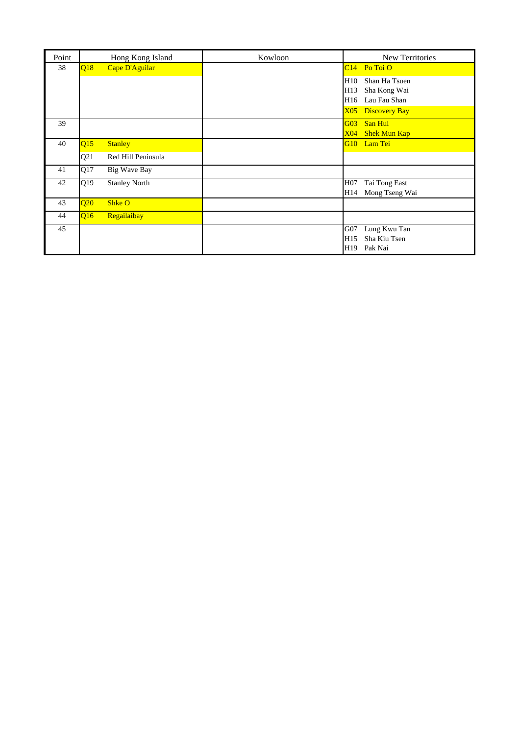| Point | Hong Kong Island | Kowloon | New Territories |
|---|---|---|---|
| 38 | Q18 Cape D'Aguilar | | C14 Po Toi O<br>H10 Shan Ha Tsuen<br>H13 Sha Kong Wai<br>H16 Lau Fau Shan<br>X05 Discovery Bay |
| 39 | | | G03 San Hui<br>X04 Shek Mun Kap |
| 40 | Q15 Stanley<br>Q21 Red Hill Peninsula | | G10 Lam Tei |
| 41 | Q17 Big Wave Bay | | |
| 42 | Q19 Stanley North | | H07 Tai Tong East<br>H14 Mong Tseng Wai |
| 43 | Q20 Shke O | | |
| 44 | Q16 Regailaibay | | |
| 45 | | | G07 Lung Kwu Tan<br>H15 Sha Kiu Tsen<br>H19 Pak Nai |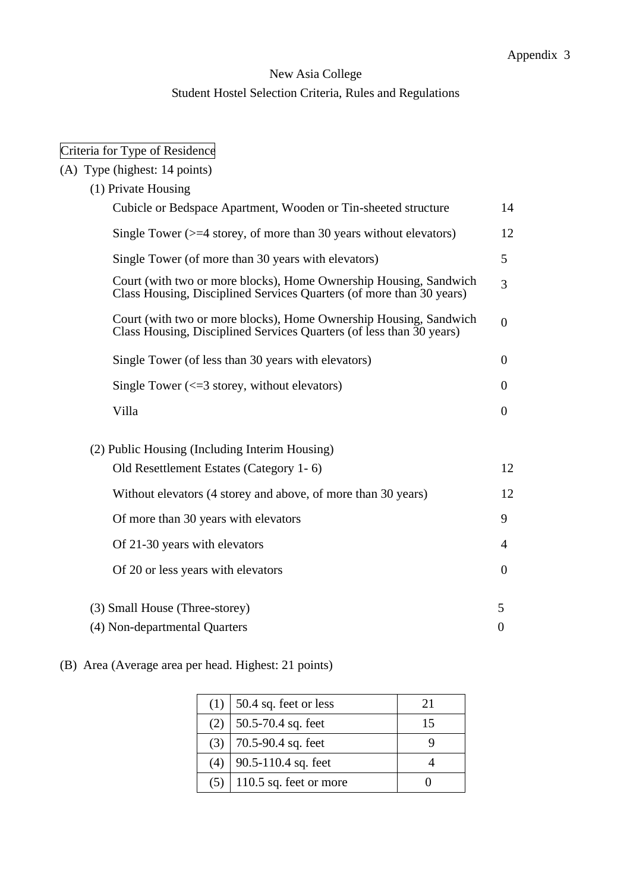Appendix 3

New Asia College

Student Hostel Selection Criteria, Rules and Regulations

Criteria for Type of Residence

(A) Type (highest: 14 points)

(1) Private Housing

| | |
|---|---|
| Cubicle or Bedspace Apartment, Wooden or Tin-sheeted structure | 14 |
| Single Tower (>=4 storey, of more than 30 years without elevators) | 12 |
| Single Tower (of more than 30 years with elevators) | 5 |
| Court (with two or more blocks), Home Ownership Housing, Sandwich Class Housing, Disciplined Services Quarters (of more than 30 years) | 3 |
| Court (with two or more blocks), Home Ownership Housing, Sandwich Class Housing, Disciplined Services Quarters (of less than 30 years) | 0 |
| Single Tower (of less than 30 years with elevators) | 0 |
| Single Tower (<=3 storey, without elevators) | 0 |
| Villa | 0 |

(2) Public Housing (Including Interim Housing)

| | |
|---|---|
| Old Resettlement Estates (Category 1- 6) | 12 |
| Without elevators (4 storey and above, of more than 30 years) | 12 |
| Of more than 30 years with elevators | 9 |
| Of 21-30 years with elevators | 4 |
| Of 20 or less years with elevators | 0 |

| | |
|---|---|
| (3) Small House (Three-storey) | 5 |
| (4) Non-departmental Quarters | 0 |

(B) Area (Average area per head. Highest: 21 points)

| | | |
|---|---|---|
| (1) | 50.4 sq. feet or less | 21 |
| (2) | 50.5-70.4 sq. feet | 15 |
| (3) | 70.5-90.4 sq. feet | 9 |
| (4) | 90.5-110.4 sq. feet | 4 |
| (5) | 110.5 sq. feet or more | 0 |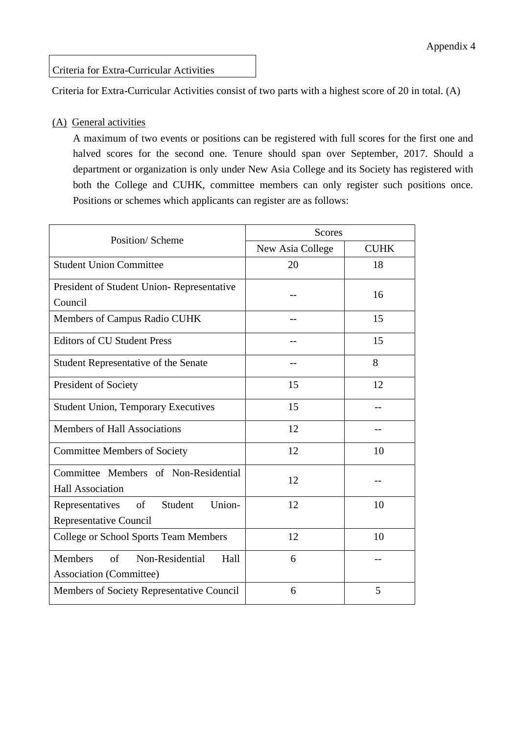Appendix 4

Criteria for Extra-Curricular Activities

Criteria for Extra-Curricular Activities consist of two parts with a highest score of 20 in total. (A)

(A) General activities

A maximum of two events or positions can be registered with full scores for the first one and halved scores for the second one. Tenure should span over September, 2017. Should a department or organization is only under New Asia College and its Society has registered with both the College and CUHK, committee members can only register such positions once. Positions or schemes which applicants can register are as follows:

| Position/ Scheme | Scores | |
|---|---|---|
| | New Asia College | CUHK |
| Student Union Committee | 20 | 18 |
| President of Student Union- Representative Council | -- | 16 |
| Members of Campus Radio CUHK | -- | 15 |
| Editors of CU Student Press | -- | 15 |
| Student Representative of the Senate | -- | 8 |
| President of Society | 15 | 12 |
| Student Union, Temporary Executives | 15 | -- |
| Members of Hall Associations | 12 | -- |
| Committee Members of Society | 12 | 10 |
| Committee Members of Non-Residential Hall Association | 12 | -- |
| Representatives of Student Union-Representative Council | 12 | 10 |
| College or School Sports Team Members | 12 | 10 |
| Members of Non-Residential Hall Association (Committee) | 6 | -- |
| Members of Society Representative Council | 6 | 5 |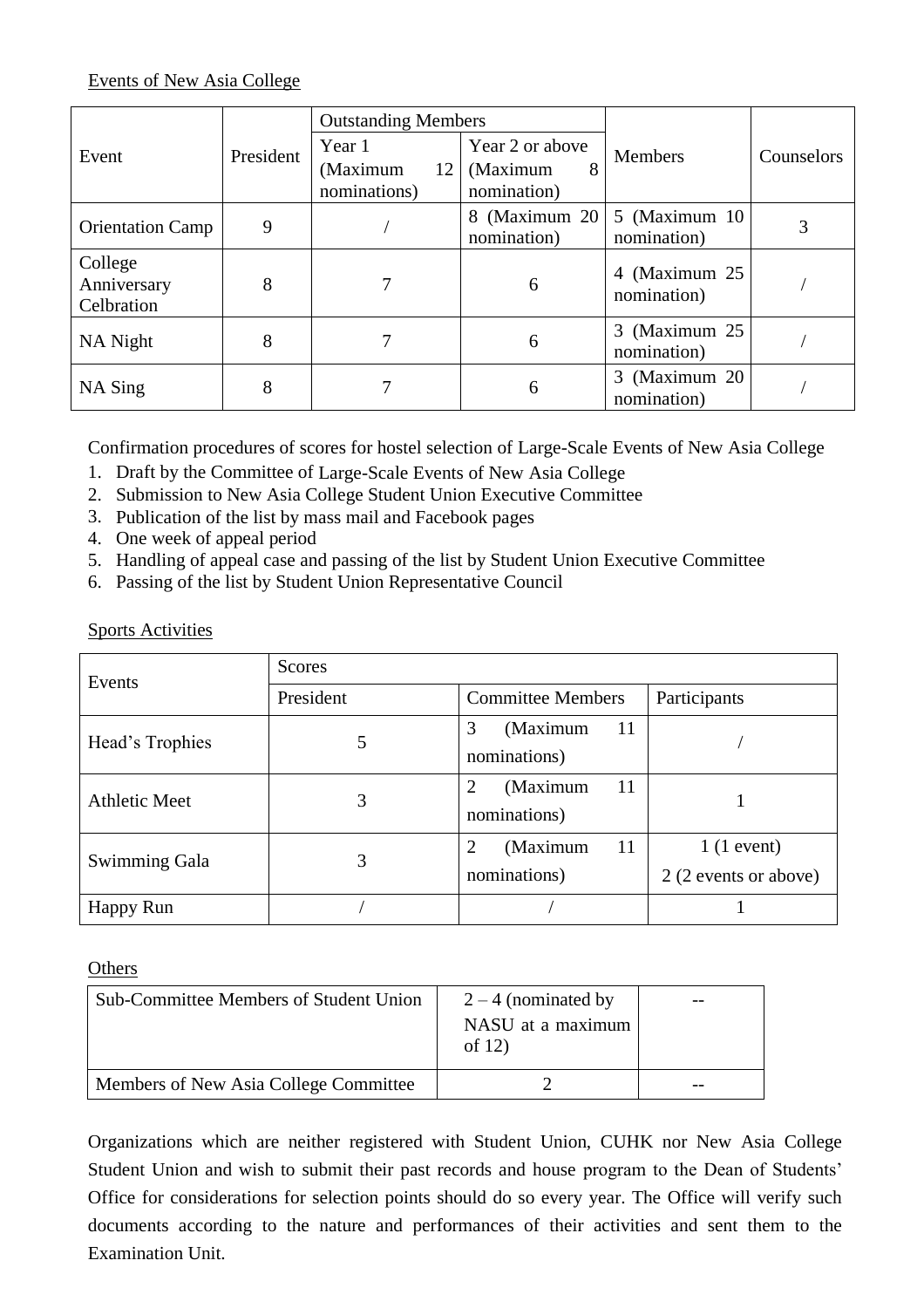Events of New Asia College

| Event | President | Outstanding Members | | Members | Counselors |
|---|---|---|---|---|---|
| | | Year 1 (Maximum 12 nominations) | Year 2 or above (Maximum 8 nomination) | | |
| Orientation Camp | 9 | / | 8 (Maximum 20 nomination) | 5 (Maximum 10 nomination) | 3 |
| College Anniversary Celbration | 8 | 7 | 6 | 4 (Maximum 25 nomination) | / |
| NA Night | 8 | 7 | 6 | 3 (Maximum 25 nomination) | / |
| NA Sing | 8 | 7 | 6 | 3 (Maximum 20 nomination) | / |

Confirmation procedures of scores for hostel selection of Large-Scale Events of New Asia College

1. Draft by the Committee of Large-Scale Events of New Asia College
2. Submission to New Asia College Student Union Executive Committee
3. Publication of the list by mass mail and Facebook pages
4. One week of appeal period
5. Handling of appeal case and passing of the list by Student Union Executive Committee
6. Passing of the list by Student Union Representative Council

Sports Activities

| Events | Scores | | |
|---|---|---|---|
| | President | Committee Members | Participants |
| Head's Trophies | 5 | 3 (Maximum 11 nominations) | / |
| Athletic Meet | 3 | 2 (Maximum 11 nominations) | 1 |
| Swimming Gala | 3 | 2 (Maximum 11 nominations) | 1 (1 event)<br>2 (2 events or above) |
| Happy Run | / | / | 1 |

Others

| Sub-Committee Members of Student Union | 2 – 4 (nominated by NASU at a maximum of 12) | -- |
|---|---|---|
| Members of New Asia College Committee | 2 | -- |

Organizations which are neither registered with Student Union, CUHK nor New Asia College Student Union and wish to submit their past records and house program to the Dean of Students' Office for considerations for selection points should do so every year. The Office will verify such documents according to the nature and performances of their activities and sent them to the Examination Unit.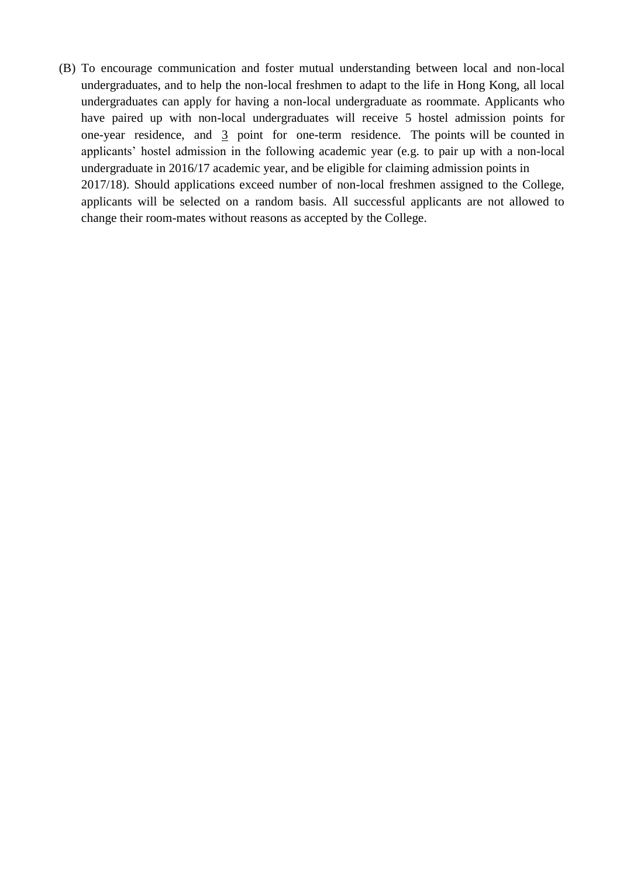(B) To encourage communication and foster mutual understanding between local and non-local undergraduates, and to help the non-local freshmen to adapt to the life in Hong Kong, all local undergraduates can apply for having a non-local undergraduate as roommate. Applicants who have paired up with non-local undergraduates will receive 5 hostel admission points for one-year residence, and 3 point for one-term residence. The points will be counted in applicants' hostel admission in the following academic year (e.g. to pair up with a non-local undergraduate in 2016/17 academic year, and be eligible for claiming admission points in 2017/18). Should applications exceed number of non-local freshmen assigned to the College, applicants will be selected on a random basis. All successful applicants are not allowed to change their room-mates without reasons as accepted by the College.